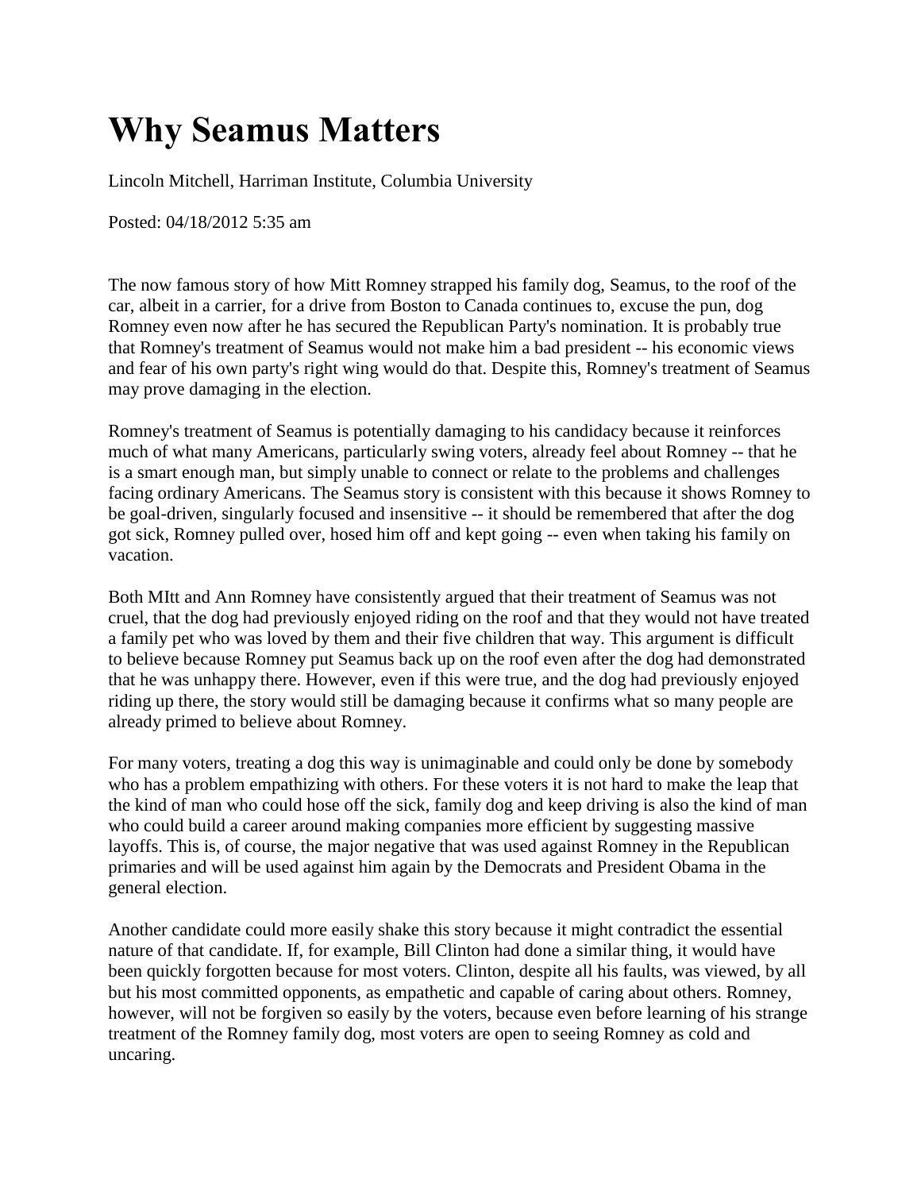# Why Seamus Matters

Lincoln Mitchell, Harriman Institute, Columbia University

Posted: 04/18/2012 5:35 am

The now famous story of how Mitt Romney strapped his family dog, Seamus, to the roof of the car, albeit in a carrier, for a drive from Boston to Canada continues to, excuse the pun, dog Romney even now after he has secured the Republican Party's nomination. It is probably true that Romney's treatment of Seamus would not make him a bad president -- his economic views and fear of his own party's right wing would do that. Despite this, Romney's treatment of Seamus may prove damaging in the election.

Romney's treatment of Seamus is potentially damaging to his candidacy because it reinforces much of what many Americans, particularly swing voters, already feel about Romney -- that he is a smart enough man, but simply unable to connect or relate to the problems and challenges facing ordinary Americans. The Seamus story is consistent with this because it shows Romney to be goal-driven, singularly focused and insensitive -- it should be remembered that after the dog got sick, Romney pulled over, hosed him off and kept going -- even when taking his family on vacation.

Both MItt and Ann Romney have consistently argued that their treatment of Seamus was not cruel, that the dog had previously enjoyed riding on the roof and that they would not have treated a family pet who was loved by them and their five children that way. This argument is difficult to believe because Romney put Seamus back up on the roof even after the dog had demonstrated that he was unhappy there. However, even if this were true, and the dog had previously enjoyed riding up there, the story would still be damaging because it confirms what so many people are already primed to believe about Romney.

For many voters, treating a dog this way is unimaginable and could only be done by somebody who has a problem empathizing with others. For these voters it is not hard to make the leap that the kind of man who could hose off the sick, family dog and keep driving is also the kind of man who could build a career around making companies more efficient by suggesting massive layoffs. This is, of course, the major negative that was used against Romney in the Republican primaries and will be used against him again by the Democrats and President Obama in the general election.

Another candidate could more easily shake this story because it might contradict the essential nature of that candidate. If, for example, Bill Clinton had done a similar thing, it would have been quickly forgotten because for most voters. Clinton, despite all his faults, was viewed, by all but his most committed opponents, as empathetic and capable of caring about others. Romney, however, will not be forgiven so easily by the voters, because even before learning of his strange treatment of the Romney family dog, most voters are open to seeing Romney as cold and uncaring.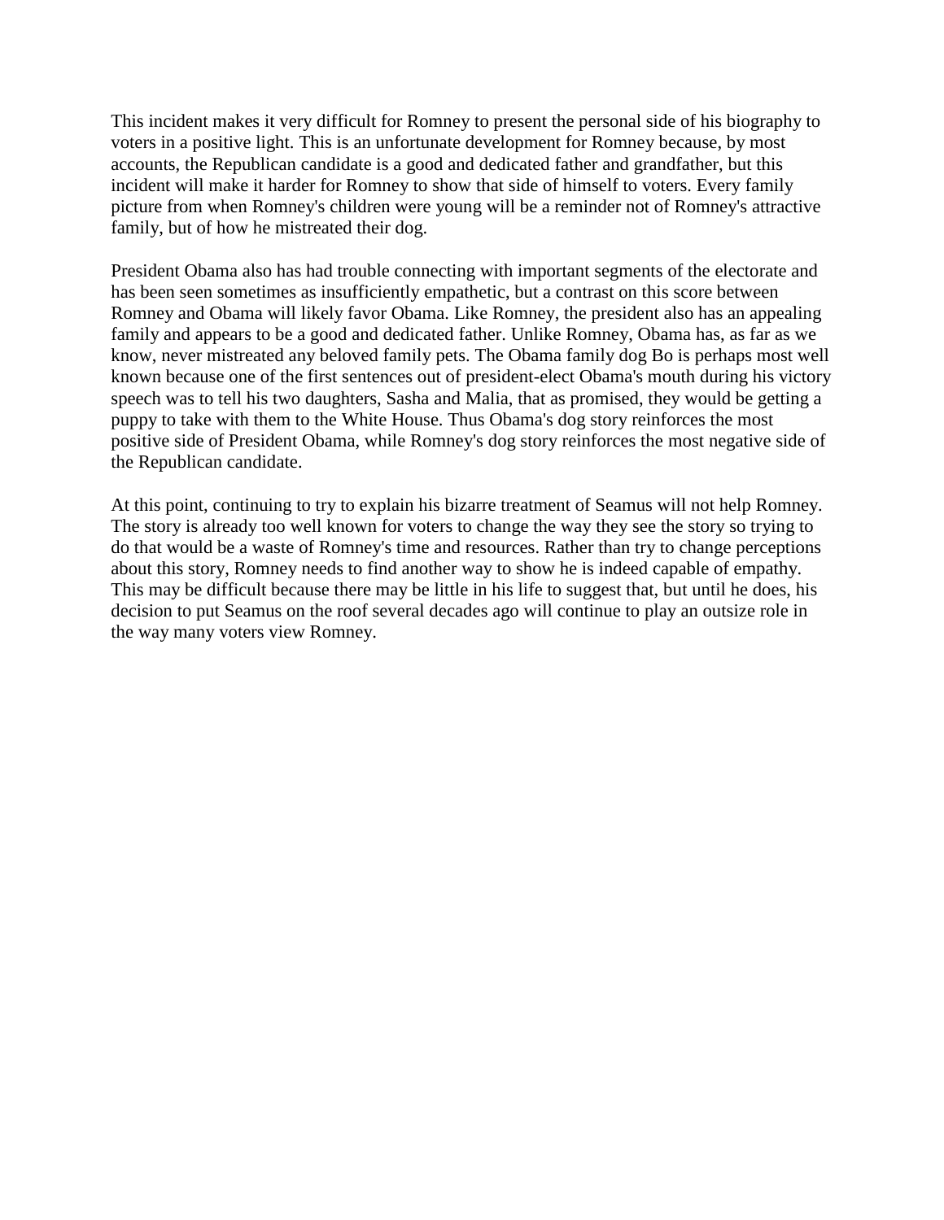This incident makes it very difficult for Romney to present the personal side of his biography to voters in a positive light. This is an unfortunate development for Romney because, by most accounts, the Republican candidate is a good and dedicated father and grandfather, but this incident will make it harder for Romney to show that side of himself to voters. Every family picture from when Romney's children were young will be a reminder not of Romney's attractive family, but of how he mistreated their dog.

President Obama also has had trouble connecting with important segments of the electorate and has been seen sometimes as insufficiently empathetic, but a contrast on this score between Romney and Obama will likely favor Obama. Like Romney, the president also has an appealing family and appears to be a good and dedicated father. Unlike Romney, Obama has, as far as we know, never mistreated any beloved family pets. The Obama family dog Bo is perhaps most well known because one of the first sentences out of president-elect Obama's mouth during his victory speech was to tell his two daughters, Sasha and Malia, that as promised, they would be getting a puppy to take with them to the White House. Thus Obama's dog story reinforces the most positive side of President Obama, while Romney's dog story reinforces the most negative side of the Republican candidate.

At this point, continuing to try to explain his bizarre treatment of Seamus will not help Romney. The story is already too well known for voters to change the way they see the story so trying to do that would be a waste of Romney's time and resources. Rather than try to change perceptions about this story, Romney needs to find another way to show he is indeed capable of empathy. This may be difficult because there may be little in his life to suggest that, but until he does, his decision to put Seamus on the roof several decades ago will continue to play an outsize role in the way many voters view Romney.